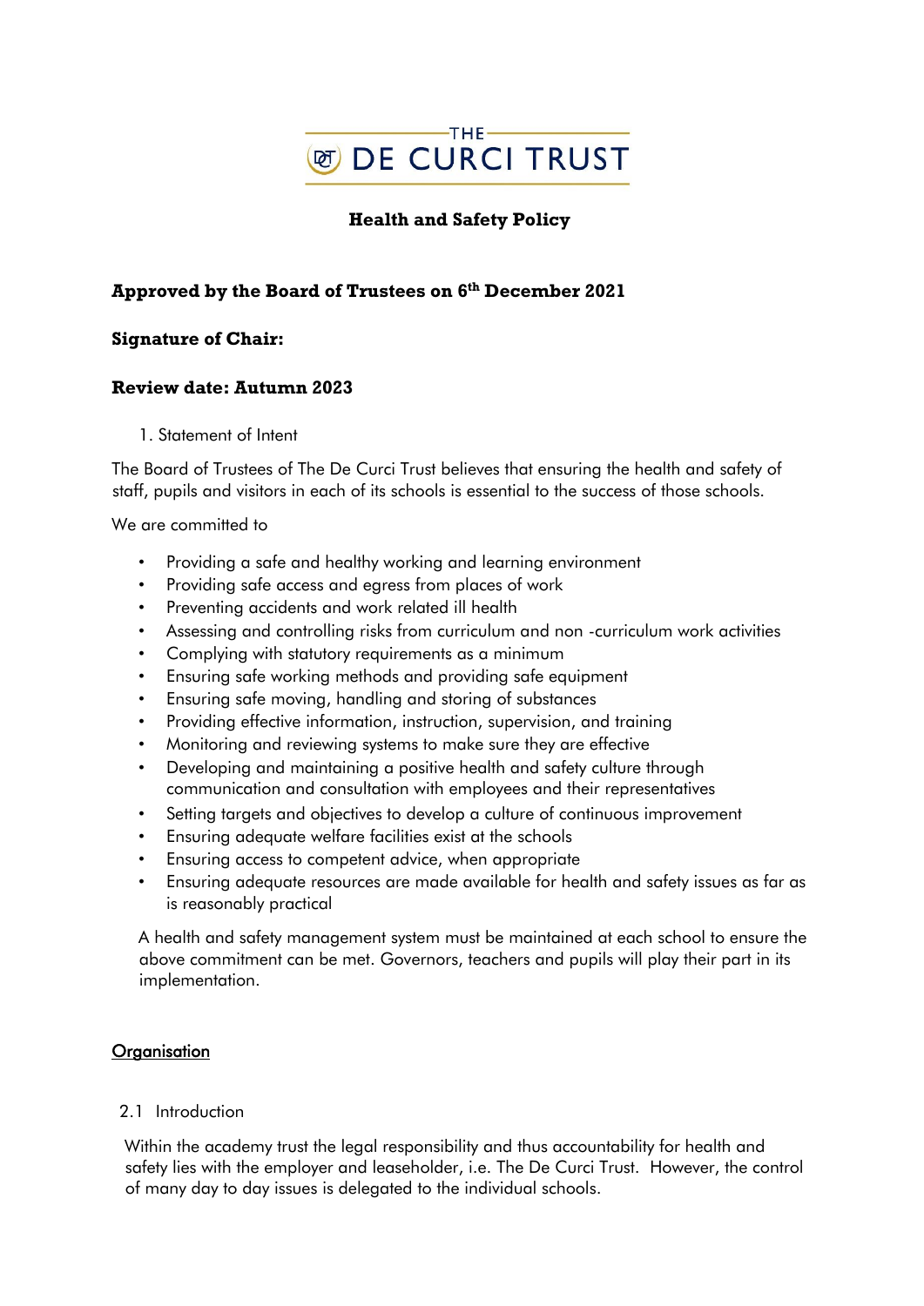THE DE CURCI TRUST

# Health and Safety Policy

**Approved by the Board of Trustees on 6th December 2021**

**Signature of Chair:**

**Review date: Autumn 2023**

1. Statement of Intent

The Board of Trustees of The De Curci Trust believes that ensuring the health and safety of staff, pupils and visitors in each of its schools is essential to the success of those schools.

We are committed to

- Providing a safe and healthy working and learning environment
- Providing safe access and egress from places of work
- Preventing accidents and work related ill health
- Assessing and controlling risks from curriculum and non -curriculum work activities
- Complying with statutory requirements as a minimum
- Ensuring safe working methods and providing safe equipment
- Ensuring safe moving, handling and storing of substances
- Providing effective information, instruction, supervision, and training
- Monitoring and reviewing systems to make sure they are effective
- Developing and maintaining a positive health and safety culture through communication and consultation with employees and their representatives
- Setting targets and objectives to develop a culture of continuous improvement
- Ensuring adequate welfare facilities exist at the schools
- Ensuring access to competent advice, when appropriate
- Ensuring adequate resources are made available for health and safety issues as far as is reasonably practical

A health and safety management system must be maintained at each school to ensure the above commitment can be met. Governors, teachers and pupils will play their part in its implementation.

## Organisation

2.1 Introduction

Within the academy trust the legal responsibility and thus accountability for health and safety lies with the employer and leaseholder, i.e. The De Curci Trust. However, the control of many day to day issues is delegated to the individual schools.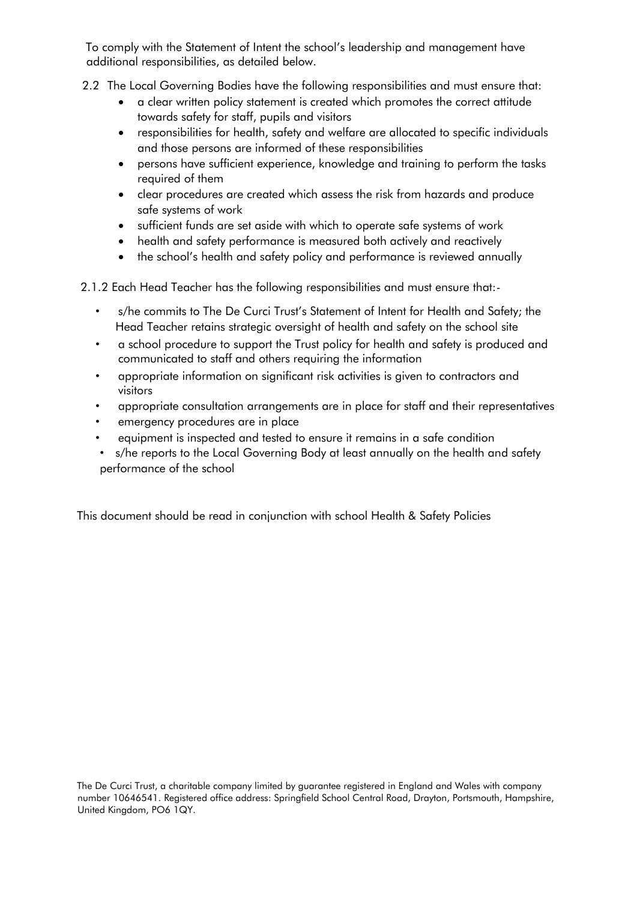To comply with the Statement of Intent the school's leadership and management have additional responsibilities, as detailed below.

2.2 The Local Governing Bodies have the following responsibilities and must ensure that:

- a clear written policy statement is created which promotes the correct attitude towards safety for staff, pupils and visitors
- responsibilities for health, safety and welfare are allocated to specific individuals and those persons are informed of these responsibilities
- persons have sufficient experience, knowledge and training to perform the tasks required of them
- clear procedures are created which assess the risk from hazards and produce safe systems of work
- sufficient funds are set aside with which to operate safe systems of work
- health and safety performance is measured both actively and reactively
- the school's health and safety policy and performance is reviewed annually

2.1.2 Each Head Teacher has the following responsibilities and must ensure that:-

- s/he commits to The De Curci Trust's Statement of Intent for Health and Safety; the Head Teacher retains strategic oversight of health and safety on the school site
- a school procedure to support the Trust policy for health and safety is produced and communicated to staff and others requiring the information
- appropriate information on significant risk activities is given to contractors and visitors
- appropriate consultation arrangements are in place for staff and their representatives
- emergency procedures are in place
- equipment is inspected and tested to ensure it remains in a safe condition
- s/he reports to the Local Governing Body at least annually on the health and safety performance of the school

This document should be read in conjunction with school Health & Safety Policies

The De Curci Trust, a charitable company limited by guarantee registered in England and Wales with company number 10646541. Registered office address: Springfield School Central Road, Drayton, Portsmouth, Hampshire, United Kingdom, PO6 1QY.